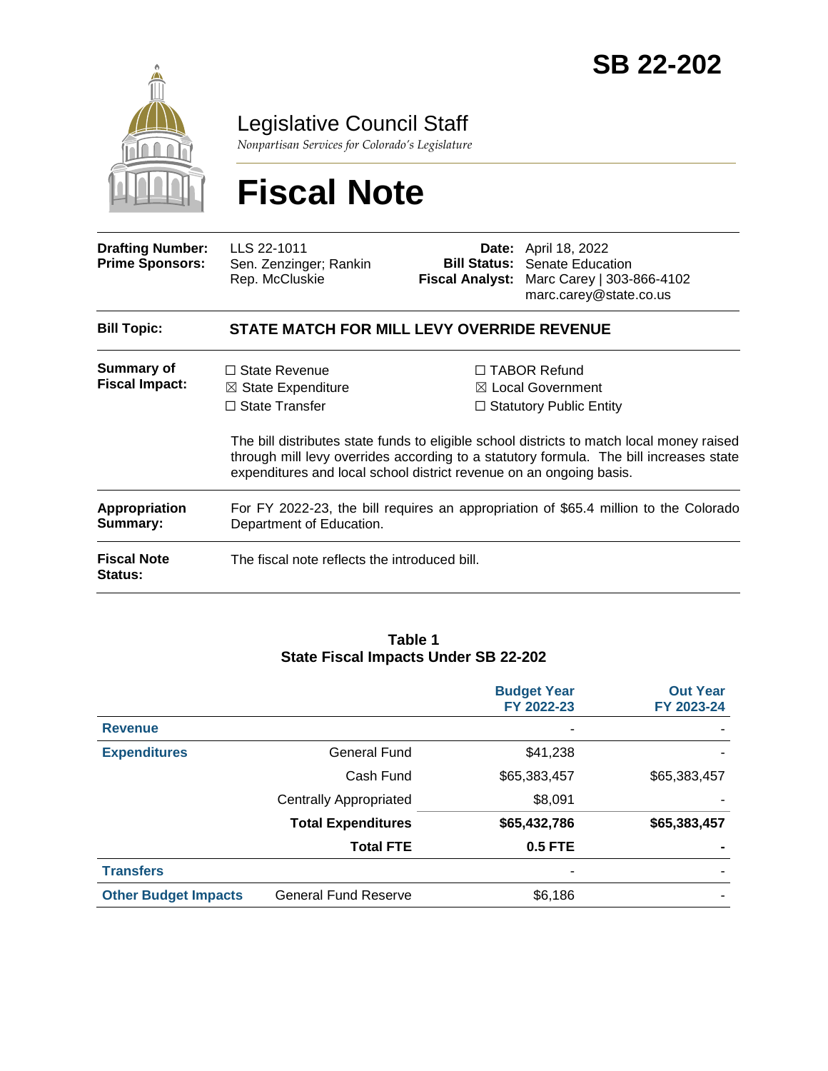# SB 22-202

Legislative Council Staff

*Nonpartisan Services for Colorado's Legislature*

# Fiscal Note

| | | | |
|---|---|---|---|
| **Drafting Number:** | LLS 22-1011 | **Date:** | April 18, 2022 |
| **Prime Sponsors:** | Sen. Zenzinger; Rankin<br>Rep. McCluskie | **Bill Status:** | Senate Education |
| | | **Fiscal Analyst:** | Marc Carey \| 303-866-4102<br>marc.carey@state.co.us |

| | |
|---|---|
| **Bill Topic:** | **STATE MATCH FOR MILL LEVY OVERRIDE REVENUE** |
| **Summary of Fiscal Impact:** | ☐ State Revenue ☒ State Expenditure ☐ State Transfer ☐ TABOR Refund ☒ Local Government ☐ Statutory Public Entity<br><br>The bill distributes state funds to eligible school districts to match local money raised through mill levy overrides according to a statutory formula. The bill increases state expenditures and local school district revenue on an ongoing basis. |
| **Appropriation Summary:** | For FY 2022-23, the bill requires an appropriation of $65.4 million to the Colorado Department of Education. |
| **Fiscal Note Status:** | The fiscal note reflects the introduced bill. |

**Table 1**
**State Fiscal Impacts Under SB 22-202**

| | | Budget Year FY 2022-23 | Out Year FY 2023-24 |
|---|---|---|---|
| **Revenue** | | - | - |
| **Expenditures** | General Fund | $41,238 | - |
| | Cash Fund | $65,383,457 | $65,383,457 |
| | Centrally Appropriated | $8,091 | - |
| | **Total Expenditures** | **$65,432,786** | **$65,383,457** |
| | **Total FTE** | **0.5 FTE** | **-** |
| **Transfers** | | - | - |
| **Other Budget Impacts** | General Fund Reserve | $6,186 | - |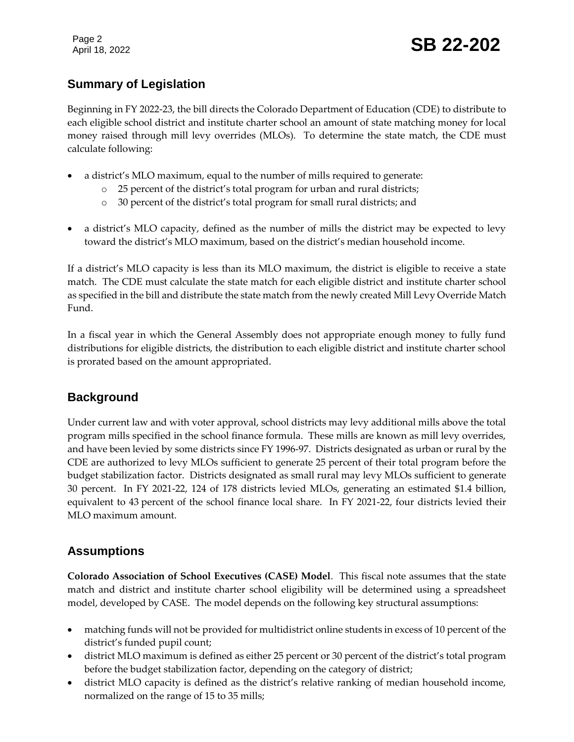## Summary of Legislation

Beginning in FY 2022-23, the bill directs the Colorado Department of Education (CDE) to distribute to each eligible school district and institute charter school an amount of state matching money for local money raised through mill levy overrides (MLOs). To determine the state match, the CDE must calculate following:

- a district's MLO maximum, equal to the number of mills required to generate:
  - 25 percent of the district's total program for urban and rural districts;
  - 30 percent of the district's total program for small rural districts; and
- a district's MLO capacity, defined as the number of mills the district may be expected to levy toward the district's MLO maximum, based on the district's median household income.

If a district's MLO capacity is less than its MLO maximum, the district is eligible to receive a state match. The CDE must calculate the state match for each eligible district and institute charter school as specified in the bill and distribute the state match from the newly created Mill Levy Override Match Fund.

In a fiscal year in which the General Assembly does not appropriate enough money to fully fund distributions for eligible districts, the distribution to each eligible district and institute charter school is prorated based on the amount appropriated.

## Background

Under current law and with voter approval, school districts may levy additional mills above the total program mills specified in the school finance formula. These mills are known as mill levy overrides, and have been levied by some districts since FY 1996-97. Districts designated as urban or rural by the CDE are authorized to levy MLOs sufficient to generate 25 percent of their total program before the budget stabilization factor. Districts designated as small rural may levy MLOs sufficient to generate 30 percent. In FY 2021-22, 124 of 178 districts levied MLOs, generating an estimated $1.4 billion, equivalent to 43 percent of the school finance local share. In FY 2021-22, four districts levied their MLO maximum amount.

## Assumptions

**Colorado Association of School Executives (CASE) Model**. This fiscal note assumes that the state match and district and institute charter school eligibility will be determined using a spreadsheet model, developed by CASE. The model depends on the following key structural assumptions:

- matching funds will not be provided for multidistrict online students in excess of 10 percent of the district's funded pupil count;
- district MLO maximum is defined as either 25 percent or 30 percent of the district's total program before the budget stabilization factor, depending on the category of district;
- district MLO capacity is defined as the district's relative ranking of median household income, normalized on the range of 15 to 35 mills;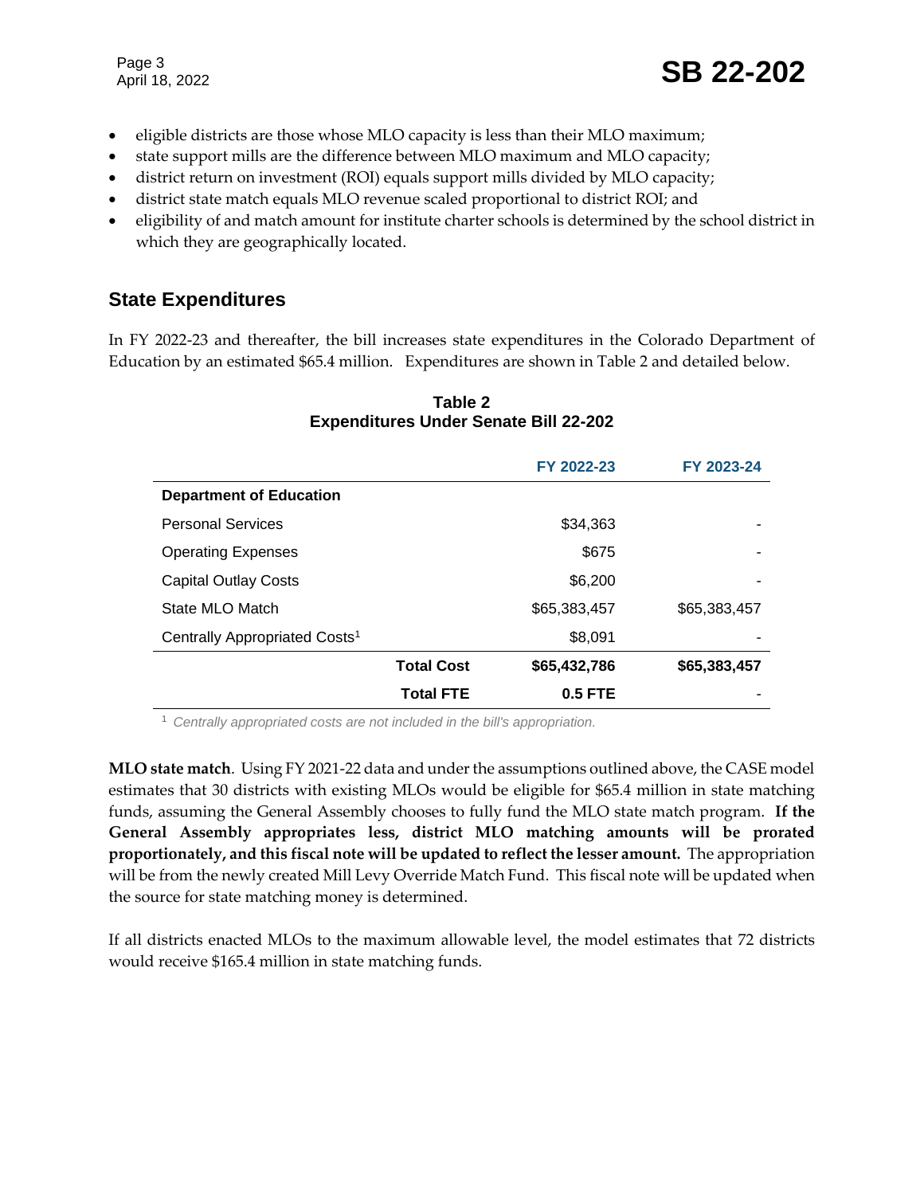- eligible districts are those whose MLO capacity is less than their MLO maximum;
- state support mills are the difference between MLO maximum and MLO capacity;
- district return on investment (ROI) equals support mills divided by MLO capacity;
- district state match equals MLO revenue scaled proportional to district ROI; and
- eligibility of and match amount for institute charter schools is determined by the school district in which they are geographically located.

## State Expenditures

In FY 2022-23 and thereafter, the bill increases state expenditures in the Colorado Department of Education by an estimated $65.4 million. Expenditures are shown in Table 2 and detailed below.

**Table 2**
**Expenditures Under Senate Bill 22-202**

| | FY 2022-23 | FY 2023-24 |
|---|---|---|
| **Department of Education** | | |
| Personal Services | $34,363 | - |
| Operating Expenses | $675 | - |
| Capital Outlay Costs | $6,200 | - |
| State MLO Match | $65,383,457 | $65,383,457 |
| Centrally Appropriated Costs[1] | $8,091 | - |
| **Total Cost** | **$65,432,786** | **$65,383,457** |
| **Total FTE** | **0.5 FTE** | - |

[1] *Centrally appropriated costs are not included in the bill's appropriation.*

**MLO state match**. Using FY 2021-22 data and under the assumptions outlined above, the CASE model estimates that 30 districts with existing MLOs would be eligible for $65.4 million in state matching funds, assuming the General Assembly chooses to fully fund the MLO state match program. **If the General Assembly appropriates less, district MLO matching amounts will be prorated proportionately, and this fiscal note will be updated to reflect the lesser amount.** The appropriation will be from the newly created Mill Levy Override Match Fund. This fiscal note will be updated when the source for state matching money is determined.

If all districts enacted MLOs to the maximum allowable level, the model estimates that 72 districts would receive $165.4 million in state matching funds.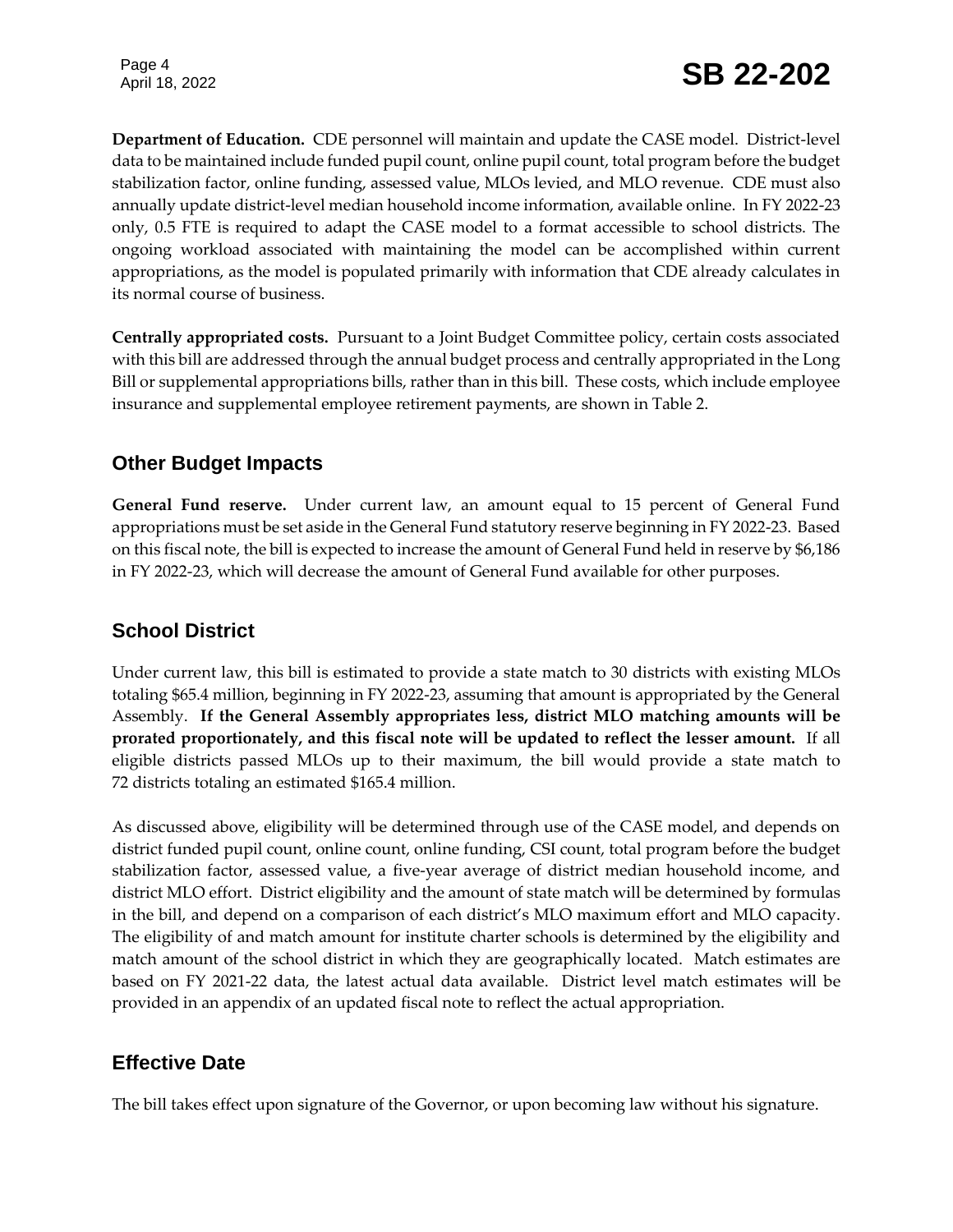**Department of Education.** CDE personnel will maintain and update the CASE model. District-level data to be maintained include funded pupil count, online pupil count, total program before the budget stabilization factor, online funding, assessed value, MLOs levied, and MLO revenue. CDE must also annually update district-level median household income information, available online. In FY 2022-23 only, 0.5 FTE is required to adapt the CASE model to a format accessible to school districts. The ongoing workload associated with maintaining the model can be accomplished within current appropriations, as the model is populated primarily with information that CDE already calculates in its normal course of business.

**Centrally appropriated costs.** Pursuant to a Joint Budget Committee policy, certain costs associated with this bill are addressed through the annual budget process and centrally appropriated in the Long Bill or supplemental appropriations bills, rather than in this bill. These costs, which include employee insurance and supplemental employee retirement payments, are shown in Table 2.

## Other Budget Impacts

**General Fund reserve.** Under current law, an amount equal to 15 percent of General Fund appropriations must be set aside in the General Fund statutory reserve beginning in FY 2022-23. Based on this fiscal note, the bill is expected to increase the amount of General Fund held in reserve by $6,186 in FY 2022-23, which will decrease the amount of General Fund available for other purposes.

## School District

Under current law, this bill is estimated to provide a state match to 30 districts with existing MLOs totaling $65.4 million, beginning in FY 2022-23, assuming that amount is appropriated by the General Assembly. **If the General Assembly appropriates less, district MLO matching amounts will be prorated proportionately, and this fiscal note will be updated to reflect the lesser amount.** If all eligible districts passed MLOs up to their maximum, the bill would provide a state match to 72 districts totaling an estimated $165.4 million.

As discussed above, eligibility will be determined through use of the CASE model, and depends on district funded pupil count, online count, online funding, CSI count, total program before the budget stabilization factor, assessed value, a five-year average of district median household income, and district MLO effort. District eligibility and the amount of state match will be determined by formulas in the bill, and depend on a comparison of each district's MLO maximum effort and MLO capacity. The eligibility of and match amount for institute charter schools is determined by the eligibility and match amount of the school district in which they are geographically located. Match estimates are based on FY 2021-22 data, the latest actual data available. District level match estimates will be provided in an appendix of an updated fiscal note to reflect the actual appropriation.

## Effective Date

The bill takes effect upon signature of the Governor, or upon becoming law without his signature.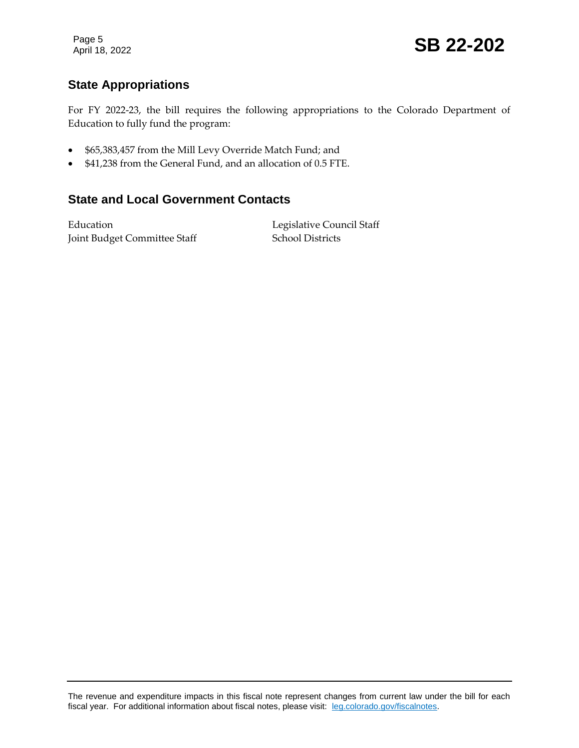## State Appropriations

For FY 2022-23, the bill requires the following appropriations to the Colorado Department of Education to fully fund the program:

- $65,383,457 from the Mill Levy Override Match Fund; and
- $41,238 from the General Fund, and an allocation of 0.5 FTE.

## State and Local Government Contacts

Education
Joint Budget Committee Staff
Legislative Council Staff
School Districts

The revenue and expenditure impacts in this fiscal note represent changes from current law under the bill for each fiscal year. For additional information about fiscal notes, please visit: leg.colorado.gov/fiscalnotes.